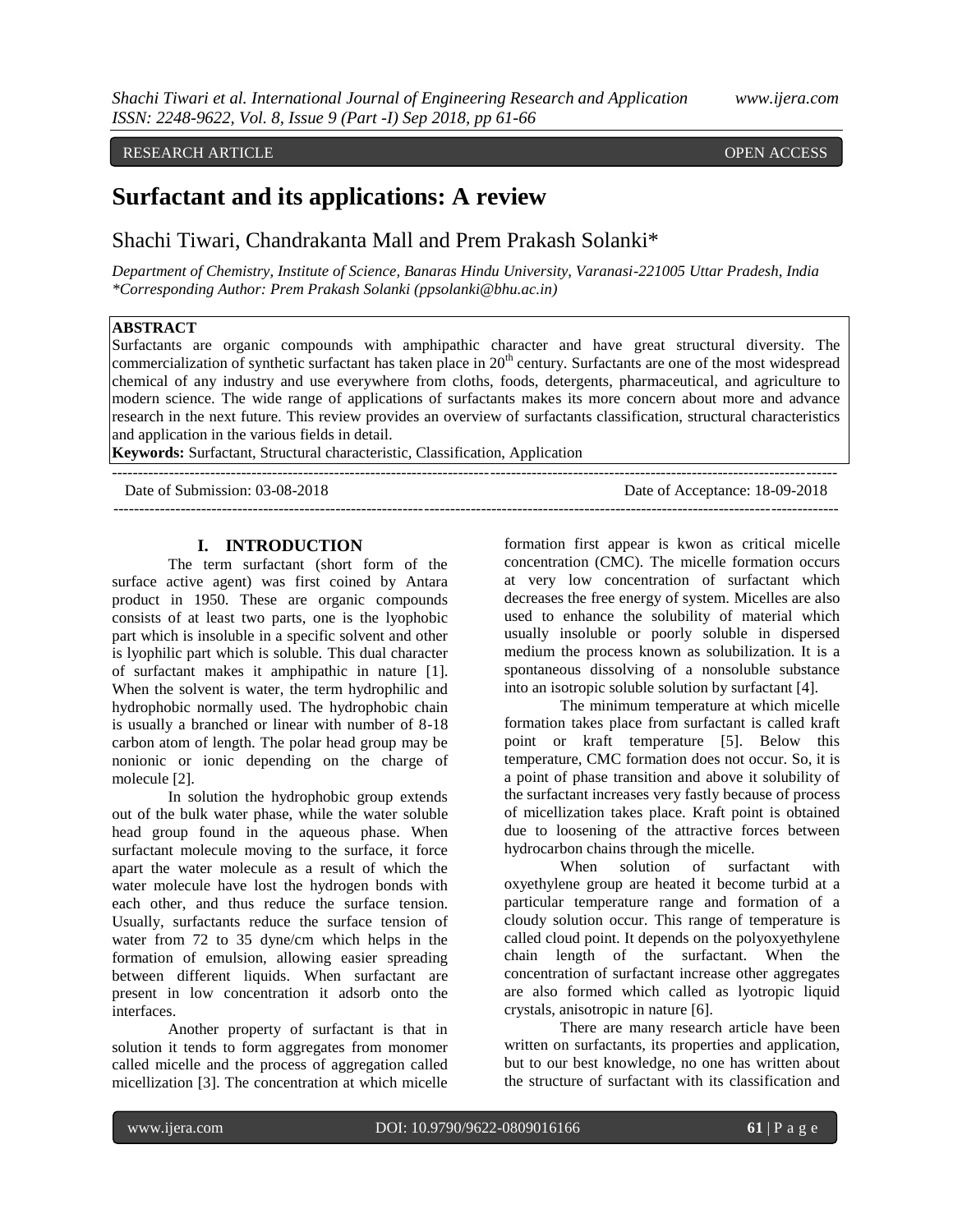RESEARCH ARTICLE OPEN ACCESS

# Surfactant and its applications: A review

Shachi Tiwari, Chandrakanta Mall and Prem Prakash Solanki*

*Department of Chemistry, Institute of Science, Banaras Hindu University, Varanasi-221005 Uttar Pradesh, India*
*\*Corresponding Author: Prem Prakash Solanki (ppsolanki@bhu.ac.in)*

**ABSTRACT**
Surfactants are organic compounds with amphipathic character and have great structural diversity. The commercialization of synthetic surfactant has taken place in 20th century. Surfactants are one of the most widespread chemical of any industry and use everywhere from cloths, foods, detergents, pharmaceutical, and agriculture to modern science. The wide range of applications of surfactants makes its more concern about more and advance research in the next future. This review provides an overview of surfactants classification, structural characteristics and application in the various fields in detail.
**Keywords:** Surfactant, Structural characteristic, Classification, Application

---

Date of Submission: 03-08-2018 Date of Acceptance: 18-09-2018

---

## I. INTRODUCTION

The term surfactant (short form of the surface active agent) was first coined by Antara product in 1950. These are organic compounds consists of at least two parts, one is the lyophobic part which is insoluble in a specific solvent and other is lyophilic part which is soluble. This dual character of surfactant makes it amphipathic in nature [1]. When the solvent is water, the term hydrophilic and hydrophobic normally used. The hydrophobic chain is usually a branched or linear with number of 8-18 carbon atom of length. The polar head group may be nonionic or ionic depending on the charge of molecule [2].

In solution the hydrophobic group extends out of the bulk water phase, while the water soluble head group found in the aqueous phase. When surfactant molecule moving to the surface, it force apart the water molecule as a result of which the water molecule have lost the hydrogen bonds with each other, and thus reduce the surface tension. Usually, surfactants reduce the surface tension of water from 72 to 35 dyne/cm which helps in the formation of emulsion, allowing easier spreading between different liquids. When surfactant are present in low concentration it adsorb onto the interfaces.

Another property of surfactant is that in solution it tends to form aggregates from monomer called micelle and the process of aggregation called micellization [3]. The concentration at which micelle formation first appear is kwon as critical micelle concentration (CMC). The micelle formation occurs at very low concentration of surfactant which decreases the free energy of system. Micelles are also used to enhance the solubility of material which usually insoluble or poorly soluble in dispersed medium the process known as solubilization. It is a spontaneous dissolving of a nonsoluble substance into an isotropic soluble solution by surfactant [4].

The minimum temperature at which micelle formation takes place from surfactant is called kraft point or kraft temperature [5]. Below this temperature, CMC formation does not occur. So, it is a point of phase transition and above it solubility of the surfactant increases very fastly because of process of micellization takes place. Kraft point is obtained due to loosening of the attractive forces between hydrocarbon chains through the micelle.

When solution of surfactant with oxyethylene group are heated it become turbid at a particular temperature range and formation of a cloudy solution occur. This range of temperature is called cloud point. It depends on the polyoxyethylene chain length of the surfactant. When the concentration of surfactant increase other aggregates are also formed which called as lyotropic liquid crystals, anisotropic in nature [6].

There are many research article have been written on surfactants, its properties and application, but to our best knowledge, no one has written about the structure of surfactant with its classification and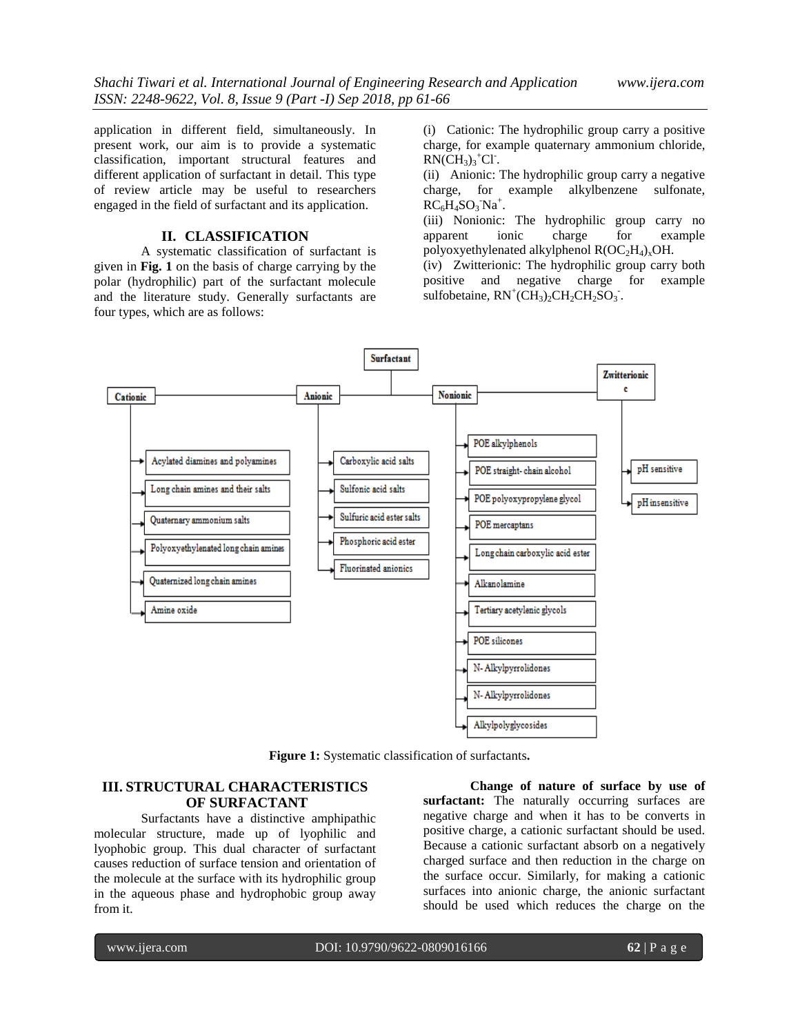application in different field, simultaneously. In present work, our aim is to provide a systematic classification, important structural features and different application of surfactant in detail. This type of review article may be useful to researchers engaged in the field of surfactant and its application.

## II. CLASSIFICATION

A systematic classification of surfactant is given in **Fig. 1** on the basis of charge carrying by the polar (hydrophilic) part of the surfactant molecule and the literature study. Generally surfactants are four types, which are as follows:

(i) Cationic: The hydrophilic group carry a positive charge, for example quaternary ammonium chloride, $RN(CH_3)_3^+Cl^-$.

(ii) Anionic: The hydrophilic group carry a negative charge, for example alkylbenzene sulfonate, $RC_6H_4SO_3^-Na^+$.

(iii) Nonionic: The hydrophilic group carry no apparent ionic charge for example polyoxyethylenated alkylphenol $R(OC_2H_4)_xOH$.

(iv) Zwitterionic: The hydrophilic group carry both positive and negative charge for example sulfobetaine, $RN^+(CH_3)_2CH_2CH_2SO_3^-$.

Surfactant

Cationic
Acylated diamines and polyamines
Long chain amines and their salts
Quaternary ammonium salts
Polyoxyethylenated long chain amines
Quaternized long chain amines
Amine oxide

Anionic
Carboxylic acid salts
Sulfonic acid salts
Sulfuric acid ester salts
Phosphoric acid ester
Fluorinated anionics

Nonionic
POE alkylphenols
POE straight- chain alcohol
POE polyoxypropylene glycol
POE mercaptans
Long chain carboxylic acid ester
Alkanolamine
Tertiary acetylenic glycols
POE silicones
N- Alkylpyrrolidones
N- Alkylpyrrolidones
Alkylpolyglycosides

Zwitterionic
c
pH sensitive
pH insensitive

**Figure 1:** Systematic classification of surfactants**.**

## III. STRUCTURAL CHARACTERISTICS OF SURFACTANT

Surfactants have a distinctive amphipathic molecular structure, made up of lyophilic and lyophobic group. This dual character of surfactant causes reduction of surface tension and orientation of the molecule at the surface with its hydrophilic group in the aqueous phase and hydrophobic group away from it.

**Change of nature of surface by use of surfactant:** The naturally occurring surfaces are negative charge and when it has to be converts in positive charge, a cationic surfactant should be used. Because a cationic surfactant absorb on a negatively charged surface and then reduction in the charge on the surface occur. Similarly, for making a cationic surfaces into anionic charge, the anionic surfactant should be used which reduces the charge on the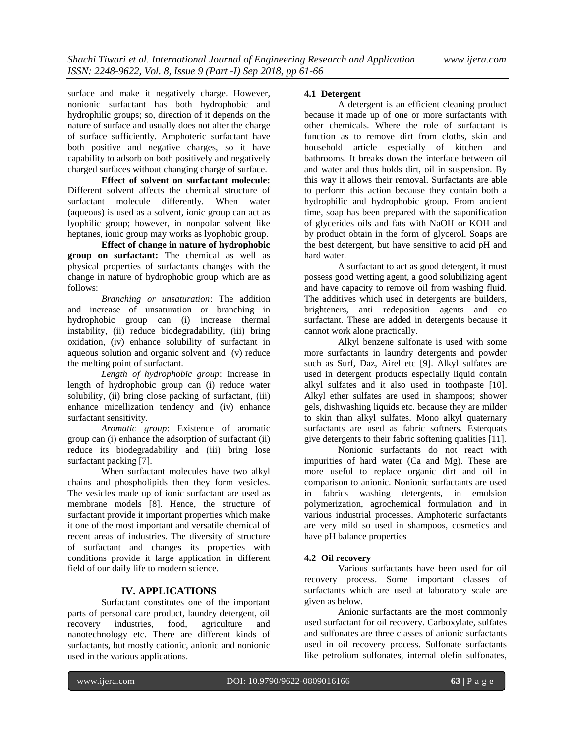surface and make it negatively charge. However, nonionic surfactant has both hydrophobic and hydrophilic groups; so, direction of it depends on the nature of surface and usually does not alter the charge of surface sufficiently. Amphoteric surfactant have both positive and negative charges, so it have capability to adsorb on both positively and negatively charged surfaces without changing charge of surface.

**Effect of solvent on surfactant molecule:** Different solvent affects the chemical structure of surfactant molecule differently. When water (aqueous) is used as a solvent, ionic group can act as lyophilic group; however, in nonpolar solvent like heptanes, ionic group may works as lyophobic group.

**Effect of change in nature of hydrophobic group on surfactant:** The chemical as well as physical properties of surfactants changes with the change in nature of hydrophobic group which are as follows:

*Branching or unsaturation*: The addition and increase of unsaturation or branching in hydrophobic group can (i) increase thermal instability, (ii) reduce biodegradability, (iii) bring oxidation, (iv) enhance solubility of surfactant in aqueous solution and organic solvent and (v) reduce the melting point of surfactant.

*Length of hydrophobic group*: Increase in length of hydrophobic group can (i) reduce water solubility, (ii) bring close packing of surfactant, (iii) enhance micellization tendency and (iv) enhance surfactant sensitivity.

*Aromatic group*: Existence of aromatic group can (i) enhance the adsorption of surfactant (ii) reduce its biodegradability and (iii) bring lose surfactant packing [7].

When surfactant molecules have two alkyl chains and phospholipids then they form vesicles. The vesicles made up of ionic surfactant are used as membrane models [8]. Hence, the structure of surfactant provide it important properties which make it one of the most important and versatile chemical of recent areas of industries. The diversity of structure of surfactant and changes its properties with conditions provide it large application in different field of our daily life to modern science.

## IV. APPLICATIONS

Surfactant constitutes one of the important parts of personal care product, laundry detergent, oil recovery industries, food, agriculture and nanotechnology etc. There are different kinds of surfactants, but mostly cationic, anionic and nonionic used in the various applications.

### 4.1 Detergent

A detergent is an efficient cleaning product because it made up of one or more surfactants with other chemicals. Where the role of surfactant is function as to remove dirt from cloths, skin and household article especially of kitchen and bathrooms. It breaks down the interface between oil and water and thus holds dirt, oil in suspension. By this way it allows their removal. Surfactants are able to perform this action because they contain both a hydrophilic and hydrophobic group. From ancient time, soap has been prepared with the saponification of glycerides oils and fats with NaOH or KOH and by product obtain in the form of glycerol. Soaps are the best detergent, but have sensitive to acid pH and hard water.

A surfactant to act as good detergent, it must possess good wetting agent, a good solubilizing agent and have capacity to remove oil from washing fluid. The additives which used in detergents are builders, brighteners, anti redeposition agents and co surfactant. These are added in detergents because it cannot work alone practically.

Alkyl benzene sulfonate is used with some more surfactants in laundry detergents and powder such as Surf, Daz, Airel etc [9]. Alkyl sulfates are used in detergent products especially liquid contain alkyl sulfates and it also used in toothpaste [10]. Alkyl ether sulfates are used in shampoos; shower gels, dishwashing liquids etc. because they are milder to skin than alkyl sulfates. Mono alkyl quaternary surfactants are used as fabric softners. Esterquats give detergents to their fabric softening qualities [11].

Nonionic surfactants do not react with impurities of hard water (Ca and Mg). These are more useful to replace organic dirt and oil in comparison to anionic. Nonionic surfactants are used in fabrics washing detergents, in emulsion polymerization, agrochemical formulation and in various industrial processes. Amphoteric surfactants are very mild so used in shampoos, cosmetics and have pH balance properties

### 4.2 Oil recovery

Various surfactants have been used for oil recovery process. Some important classes of surfactants which are used at laboratory scale are given as below.

Anionic surfactants are the most commonly used surfactant for oil recovery. Carboxylate, sulfates and sulfonates are three classes of anionic surfactants used in oil recovery process. Sulfonate surfactants like petrolium sulfonates, internal olefin sulfonates,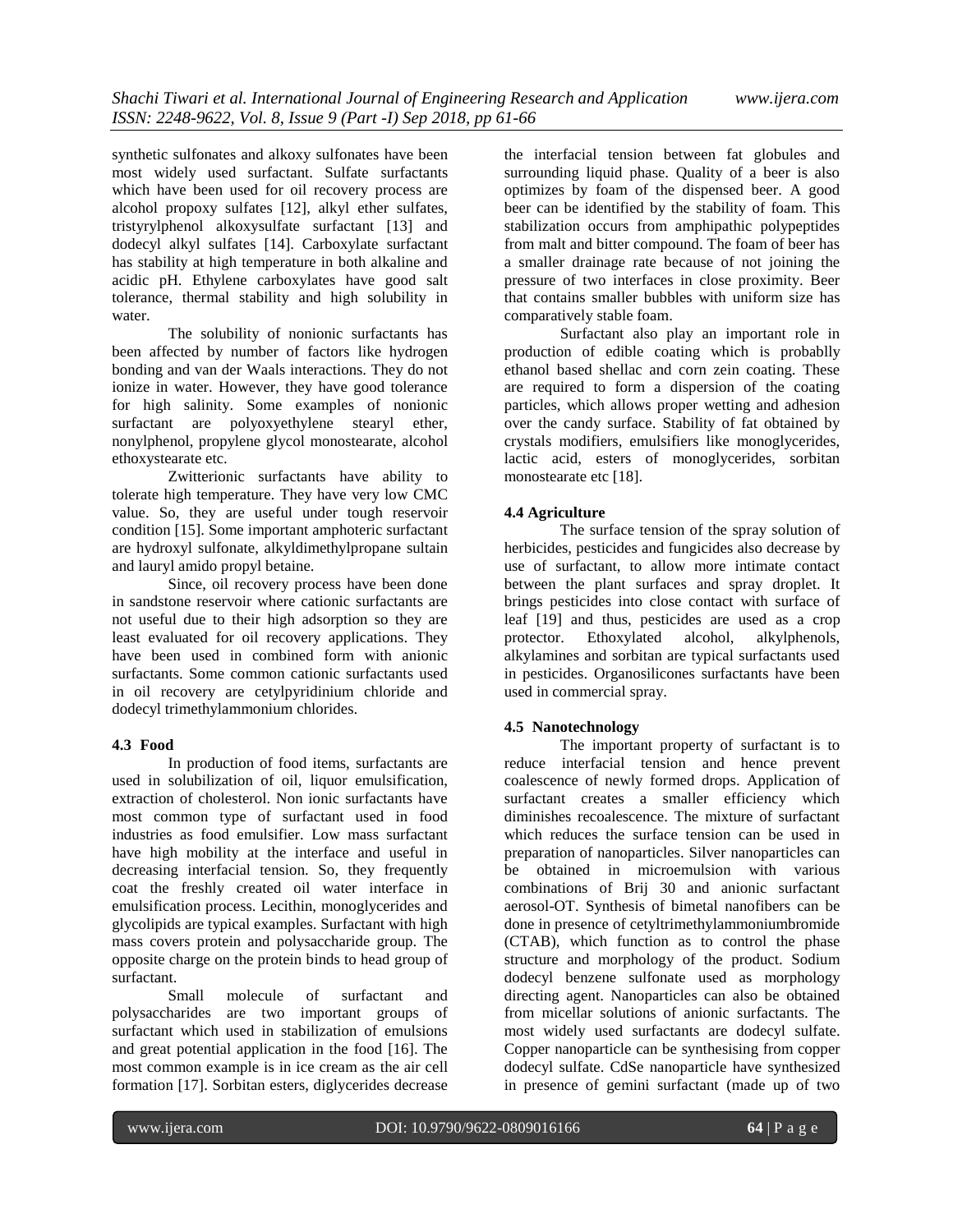synthetic sulfonates and alkoxy sulfonates have been most widely used surfactant. Sulfate surfactants which have been used for oil recovery process are alcohol propoxy sulfates [12], alkyl ether sulfates, tristyrylphenol alkoxysulfate surfactant [13] and dodecyl alkyl sulfates [14]. Carboxylate surfactant has stability at high temperature in both alkaline and acidic pH. Ethylene carboxylates have good salt tolerance, thermal stability and high solubility in water.

The solubility of nonionic surfactants has been affected by number of factors like hydrogen bonding and van der Waals interactions. They do not ionize in water. However, they have good tolerance for high salinity. Some examples of nonionic surfactant are polyoxyethylene stearyl ether, nonylphenol, propylene glycol monostearate, alcohol ethoxystearate etc.

Zwitterionic surfactants have ability to tolerate high temperature. They have very low CMC value. So, they are useful under tough reservoir condition [15]. Some important amphoteric surfactant are hydroxyl sulfonate, alkyldimethylpropane sultain and lauryl amido propyl betaine.

Since, oil recovery process have been done in sandstone reservoir where cationic surfactants are not useful due to their high adsorption so they are least evaluated for oil recovery applications. They have been used in combined form with anionic surfactants. Some common cationic surfactants used in oil recovery are cetylpyridinium chloride and dodecyl trimethylammonium chlorides.

### 4.3 Food

In production of food items, surfactants are used in solubilization of oil, liquor emulsification, extraction of cholesterol. Non ionic surfactants have most common type of surfactant used in food industries as food emulsifier. Low mass surfactant have high mobility at the interface and useful in decreasing interfacial tension. So, they frequently coat the freshly created oil water interface in emulsification process. Lecithin, monoglycerides and glycolipids are typical examples. Surfactant with high mass covers protein and polysaccharide group. The opposite charge on the protein binds to head group of surfactant.

Small molecule of surfactant and polysaccharides are two important groups of surfactant which used in stabilization of emulsions and great potential application in the food [16]. The most common example is in ice cream as the air cell formation [17]. Sorbitan esters, diglycerides decrease the interfacial tension between fat globules and surrounding liquid phase. Quality of a beer is also optimizes by foam of the dispensed beer. A good beer can be identified by the stability of foam. This stabilization occurs from amphipathic polypeptides from malt and bitter compound. The foam of beer has a smaller drainage rate because of not joining the pressure of two interfaces in close proximity. Beer that contains smaller bubbles with uniform size has comparatively stable foam.

Surfactant also play an important role in production of edible coating which is probablly ethanol based shellac and corn zein coating. These are required to form a dispersion of the coating particles, which allows proper wetting and adhesion over the candy surface. Stability of fat obtained by crystals modifiers, emulsifiers like monoglycerides, lactic acid, esters of monoglycerides, sorbitan monostearate etc [18].

### 4.4 Agriculture

The surface tension of the spray solution of herbicides, pesticides and fungicides also decrease by use of surfactant, to allow more intimate contact between the plant surfaces and spray droplet. It brings pesticides into close contact with surface of leaf [19] and thus, pesticides are used as a crop protector. Ethoxylated alcohol, alkylphenols, alkylamines and sorbitan are typical surfactants used in pesticides. Organosilicones surfactants have been used in commercial spray.

### 4.5 Nanotechnology

The important property of surfactant is to reduce interfacial tension and hence prevent coalescence of newly formed drops. Application of surfactant creates a smaller efficiency which diminishes recoalescence. The mixture of surfactant which reduces the surface tension can be used in preparation of nanoparticles. Silver nanoparticles can be obtained in microemulsion with various combinations of Brij 30 and anionic surfactant aerosol-OT. Synthesis of bimetal nanofibers can be done in presence of cetyltrimethylammoniumbromide (CTAB), which function as to control the phase structure and morphology of the product. Sodium dodecyl benzene sulfonate used as morphology directing agent. Nanoparticles can also be obtained from micellar solutions of anionic surfactants. The most widely used surfactants are dodecyl sulfate. Copper nanoparticle can be synthesising from copper dodecyl sulfate. CdSe nanoparticle have synthesized in presence of gemini surfactant (made up of two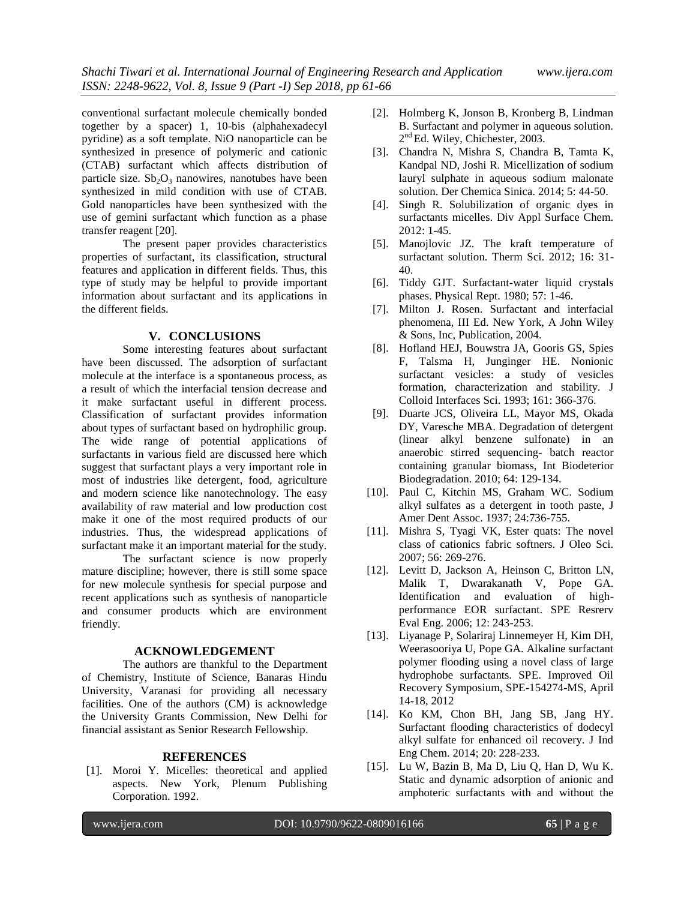conventional surfactant molecule chemically bonded together by a spacer) 1, 10-bis (alphahexadecyl pyridine) as a soft template. NiO nanoparticle can be synthesized in presence of polymeric and cationic (CTAB) surfactant which affects distribution of particle size. $Sb_2O_3$ nanowires, nanotubes have been synthesized in mild condition with use of CTAB. Gold nanoparticles have been synthesized with the use of gemini surfactant which function as a phase transfer reagent [20].

The present paper provides characteristics properties of surfactant, its classification, structural features and application in different fields. Thus, this type of study may be helpful to provide important information about surfactant and its applications in the different fields.

## V. CONCLUSIONS

Some interesting features about surfactant have been discussed. The adsorption of surfactant molecule at the interface is a spontaneous process, as a result of which the interfacial tension decrease and it make surfactant useful in different process. Classification of surfactant provides information about types of surfactant based on hydrophilic group. The wide range of potential applications of surfactants in various field are discussed here which suggest that surfactant plays a very important role in most of industries like detergent, food, agriculture and modern science like nanotechnology. The easy availability of raw material and low production cost make it one of the most required products of our industries. Thus, the widespread applications of surfactant make it an important material for the study.

The surfactant science is now properly mature discipline; however, there is still some space for new molecule synthesis for special purpose and recent applications such as synthesis of nanoparticle and consumer products which are environment friendly.

## ACKNOWLEDGEMENT

The authors are thankful to the Department of Chemistry, Institute of Science, Banaras Hindu University, Varanasi for providing all necessary facilities. One of the authors (CM) is acknowledge the University Grants Commission, New Delhi for financial assistant as Senior Research Fellowship.

## REFERENCES

[1]. Moroi Y. Micelles: theoretical and applied aspects. New York, Plenum Publishing Corporation. 1992.

[2]. Holmberg K, Jonson B, Kronberg B, Lindman B. Surfactant and polymer in aqueous solution. 2nd Ed. Wiley, Chichester, 2003.

[3]. Chandra N, Mishra S, Chandra B, Tamta K, Kandpal ND, Joshi R. Micellization of sodium lauryl sulphate in aqueous sodium malonate solution. Der Chemica Sinica. 2014; 5: 44-50.

[4]. Singh R. Solubilization of organic dyes in surfactants micelles. Div Appl Surface Chem. 2012: 1-45.

[5]. Manojlovic JZ. The kraft temperature of surfactant solution. Therm Sci. 2012; 16: 31-40.

[6]. Tiddy GJT. Surfactant-water liquid crystals phases. Physical Rept. 1980; 57: 1-46.

[7]. Milton J. Rosen. Surfactant and interfacial phenomena, III Ed. New York, A John Wiley & Sons, Inc, Publication, 2004.

[8]. Hofland HEJ, Bouwstra JA, Gooris GS, Spies F, Talsma H, Junginger HE. Nonionic surfactant vesicles: a study of vesicles formation, characterization and stability. J Colloid Interfaces Sci. 1993; 161: 366-376.

[9]. Duarte JCS, Oliveira LL, Mayor MS, Okada DY, Varesche MBA. Degradation of detergent (linear alkyl benzene sulfonate) in an anaerobic stirred sequencing- batch reactor containing granular biomass, Int Biodeterior Biodegradation. 2010; 64: 129-134.

[10]. Paul C, Kitchin MS, Graham WC. Sodium alkyl sulfates as a detergent in tooth paste, J Amer Dent Assoc. 1937; 24:736-755.

[11]. Mishra S, Tyagi VK, Ester quats: The novel class of cationics fabric softners. J Oleo Sci. 2007; 56: 269-276.

[12]. Levitt D, Jackson A, Heinson C, Britton LN, Malik T, Dwarakanath V, Pope GA. Identification and evaluation of high-performance EOR surfactant. SPE Resrerv Eval Eng. 2006; 12: 243-253.

[13]. Liyanage P, Solariraj Linnemeyer H, Kim DH, Weerasooriya U, Pope GA. Alkaline surfactant polymer flooding using a novel class of large hydrophobe surfactants. SPE. Improved Oil Recovery Symposium, SPE-154274-MS, April 14-18, 2012

[14]. Ko KM, Chon BH, Jang SB, Jang HY. Surfactant flooding characteristics of dodecyl alkyl sulfate for enhanced oil recovery. J Ind Eng Chem. 2014; 20: 228-233.

[15]. Lu W, Bazin B, Ma D, Liu Q, Han D, Wu K. Static and dynamic adsorption of anionic and amphoteric surfactants with and without the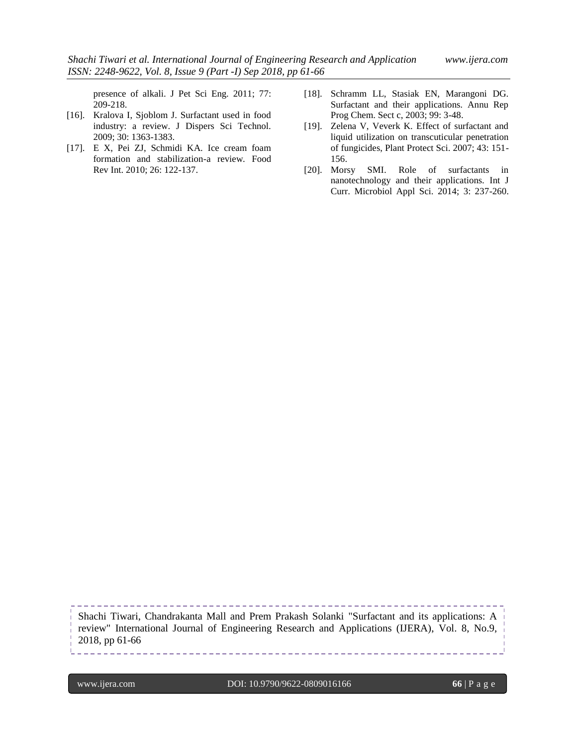presence of alkali. J Pet Sci Eng. 2011; 77: 209-218.

[16]. Kralova I, Sjoblom J. Surfactant used in food industry: a review. J Dispers Sci Technol. 2009; 30: 1363-1383.

[17]. E X, Pei ZJ, Schmidi KA. Ice cream foam formation and stabilization-a review. Food Rev Int. 2010; 26: 122-137.

[18]. Schramm LL, Stasiak EN, Marangoni DG. Surfactant and their applications. Annu Rep Prog Chem. Sect c, 2003; 99: 3-48.

[19]. Zelena V, Veverk K. Effect of surfactant and liquid utilization on transcuticular penetration of fungicides, Plant Protect Sci. 2007; 43: 151-156.

[20]. Morsy SMI. Role of surfactants in nanotechnology and their applications. Int J Curr. Microbiol Appl Sci. 2014; 3: 237-260.

Shachi Tiwari, Chandrakanta Mall and Prem Prakash Solanki "Surfactant and its applications: A review" International Journal of Engineering Research and Applications (IJERA), Vol. 8, No.9, 2018, pp 61-66